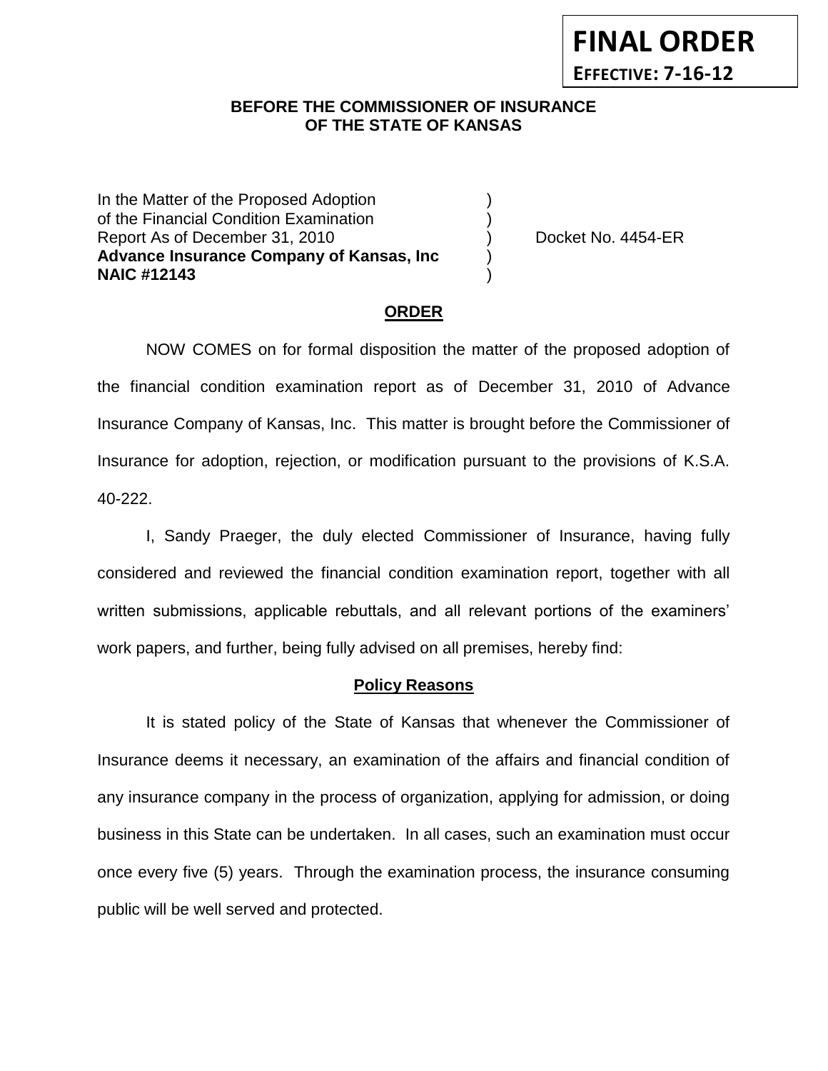**FINAL ORDER**

**EFFECTIVE: 7-16-12**

**BEFORE THE COMMISSIONER OF INSURANCE**
**OF THE STATE OF KANSAS**

In the Matter of the Proposed Adoption )
of the Financial Condition Examination )
Report As of December 31, 2010 ) Docket No. 4454-ER
**Advance Insurance Company of Kansas, Inc** )
**NAIC #12143** )

## ORDER

NOW COMES on for formal disposition the matter of the proposed adoption of the financial condition examination report as of December 31, 2010 of Advance Insurance Company of Kansas, Inc. This matter is brought before the Commissioner of Insurance for adoption, rejection, or modification pursuant to the provisions of K.S.A. 40-222.

I, Sandy Praeger, the duly elected Commissioner of Insurance, having fully considered and reviewed the financial condition examination report, together with all written submissions, applicable rebuttals, and all relevant portions of the examiners' work papers, and further, being fully advised on all premises, hereby find:

### Policy Reasons

It is stated policy of the State of Kansas that whenever the Commissioner of Insurance deems it necessary, an examination of the affairs and financial condition of any insurance company in the process of organization, applying for admission, or doing business in this State can be undertaken. In all cases, such an examination must occur once every five (5) years. Through the examination process, the insurance consuming public will be well served and protected.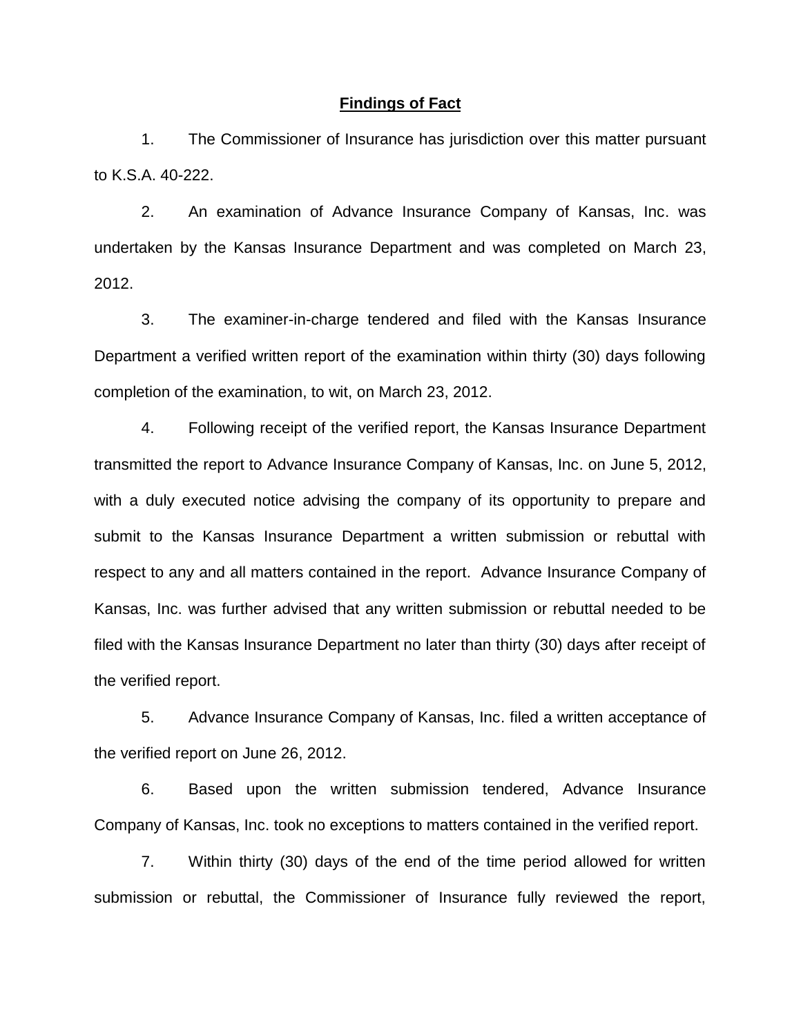## Findings of Fact

1. The Commissioner of Insurance has jurisdiction over this matter pursuant to K.S.A. 40-222.

2. An examination of Advance Insurance Company of Kansas, Inc. was undertaken by the Kansas Insurance Department and was completed on March 23, 2012.

3. The examiner-in-charge tendered and filed with the Kansas Insurance Department a verified written report of the examination within thirty (30) days following completion of the examination, to wit, on March 23, 2012.

4. Following receipt of the verified report, the Kansas Insurance Department transmitted the report to Advance Insurance Company of Kansas, Inc. on June 5, 2012, with a duly executed notice advising the company of its opportunity to prepare and submit to the Kansas Insurance Department a written submission or rebuttal with respect to any and all matters contained in the report. Advance Insurance Company of Kansas, Inc. was further advised that any written submission or rebuttal needed to be filed with the Kansas Insurance Department no later than thirty (30) days after receipt of the verified report.

5. Advance Insurance Company of Kansas, Inc. filed a written acceptance of the verified report on June 26, 2012.

6. Based upon the written submission tendered, Advance Insurance Company of Kansas, Inc. took no exceptions to matters contained in the verified report.

7. Within thirty (30) days of the end of the time period allowed for written submission or rebuttal, the Commissioner of Insurance fully reviewed the report,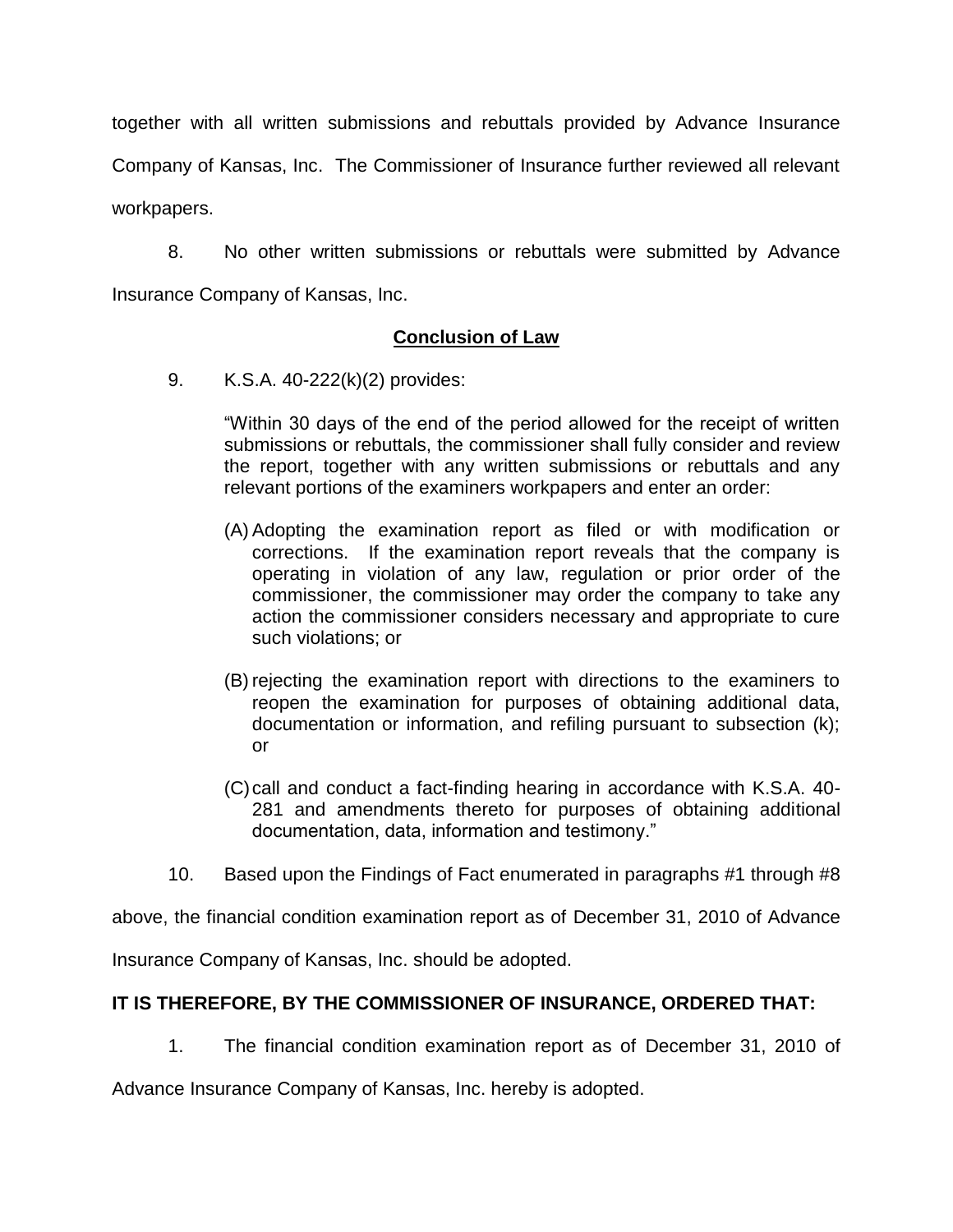together with all written submissions and rebuttals provided by Advance Insurance Company of Kansas, Inc. The Commissioner of Insurance further reviewed all relevant workpapers.

8. No other written submissions or rebuttals were submitted by Advance Insurance Company of Kansas, Inc.

## **Conclusion of Law**

9. K.S.A. 40-222(k)(2) provides:

> "Within 30 days of the end of the period allowed for the receipt of written submissions or rebuttals, the commissioner shall fully consider and review the report, together with any written submissions or rebuttals and any relevant portions of the examiners workpapers and enter an order:
>
> (A) Adopting the examination report as filed or with modification or corrections. If the examination report reveals that the company is operating in violation of any law, regulation or prior order of the commissioner, the commissioner may order the company to take any action the commissioner considers necessary and appropriate to cure such violations; or
>
> (B) rejecting the examination report with directions to the examiners to reopen the examination for purposes of obtaining additional data, documentation or information, and refiling pursuant to subsection (k); or
>
> (C) call and conduct a fact-finding hearing in accordance with K.S.A. 40-281 and amendments thereto for purposes of obtaining additional documentation, data, information and testimony."

10. Based upon the Findings of Fact enumerated in paragraphs #1 through #8 above, the financial condition examination report as of December 31, 2010 of Advance Insurance Company of Kansas, Inc. should be adopted.

**IT IS THEREFORE, BY THE COMMISSIONER OF INSURANCE, ORDERED THAT:**

1. The financial condition examination report as of December 31, 2010 of Advance Insurance Company of Kansas, Inc. hereby is adopted.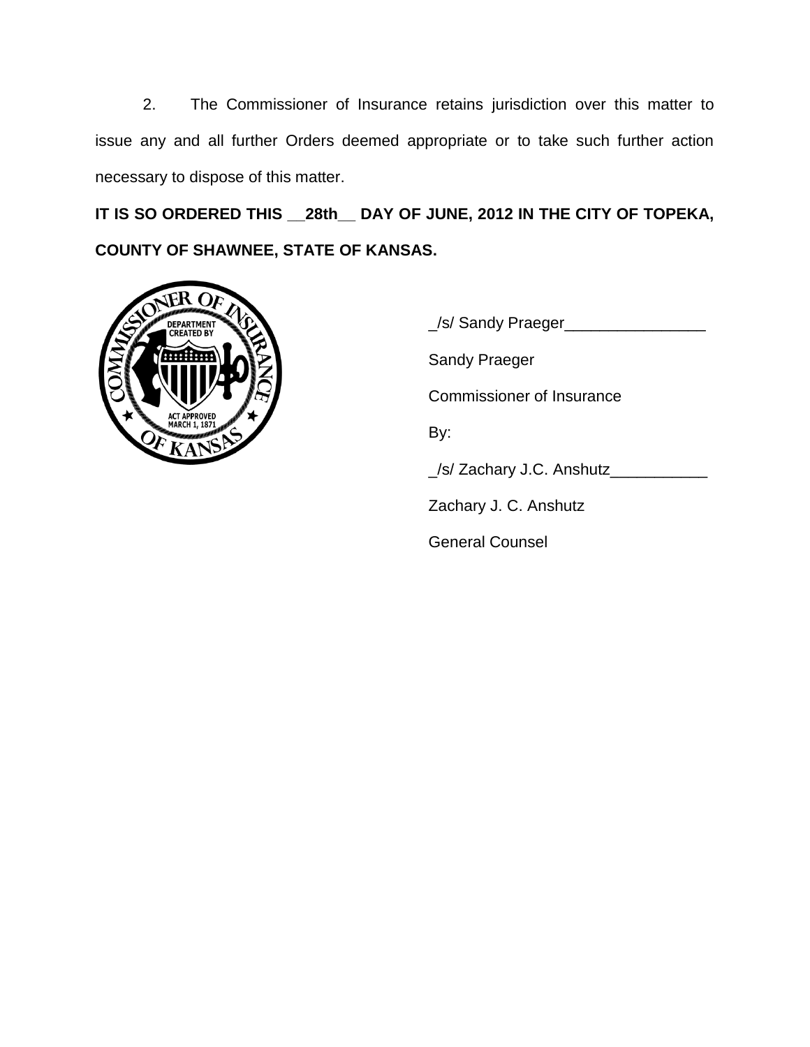2. The Commissioner of Insurance retains jurisdiction over this matter to issue any and all further Orders deemed appropriate or to take such further action necessary to dispose of this matter.

**IT IS SO ORDERED THIS __28th__ DAY OF JUNE, 2012 IN THE CITY OF TOPEKA, COUNTY OF SHAWNEE, STATE OF KANSAS.**

_/s/ Sandy Praeger________________

Sandy Praeger

Commissioner of Insurance

By:

_/s/ Zachary J.C. Anshutz___________

Zachary J. C. Anshutz

General Counsel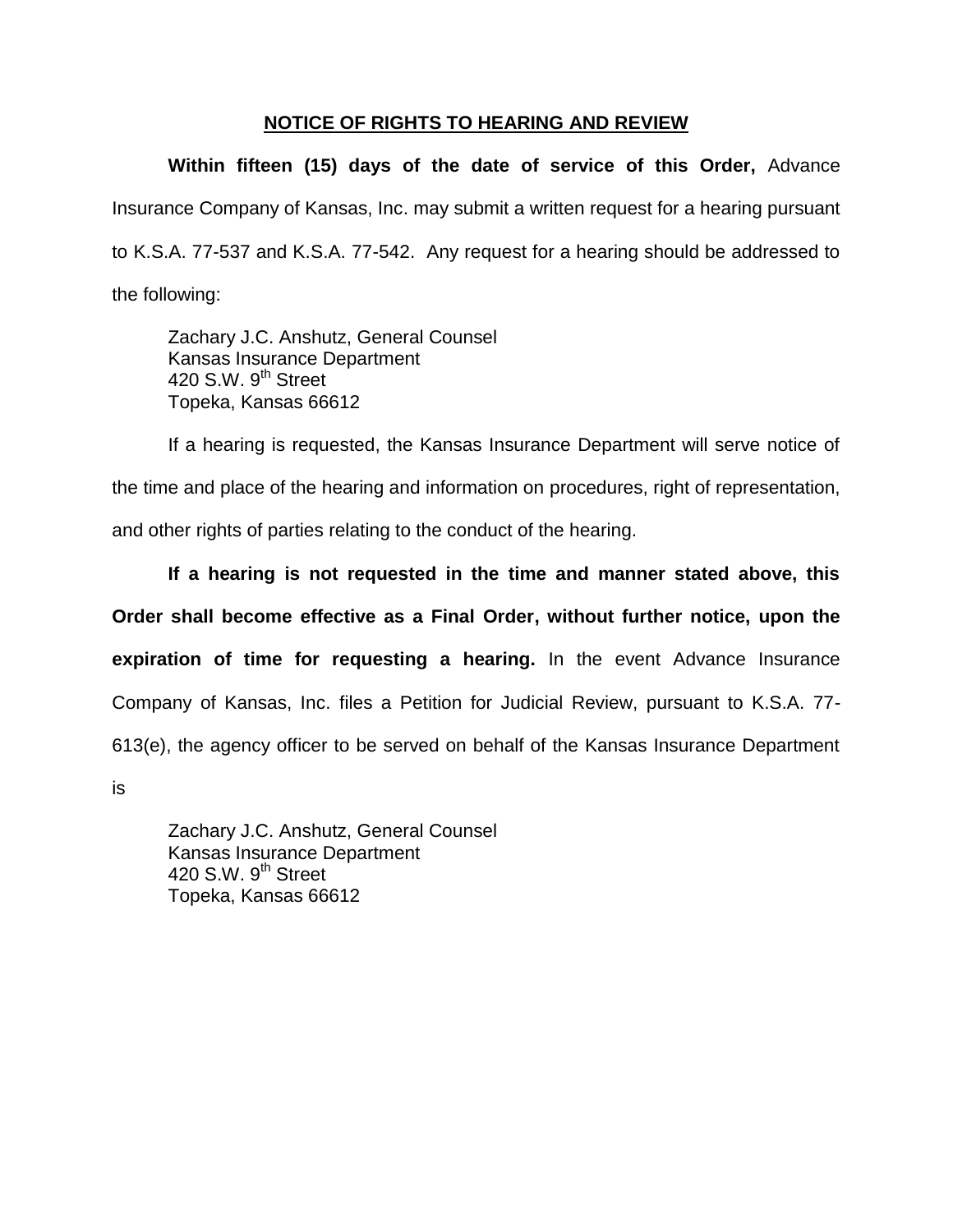## NOTICE OF RIGHTS TO HEARING AND REVIEW

**Within fifteen (15) days of the date of service of this Order,** Advance Insurance Company of Kansas, Inc. may submit a written request for a hearing pursuant to K.S.A. 77-537 and K.S.A. 77-542. Any request for a hearing should be addressed to the following:

Zachary J.C. Anshutz, General Counsel
Kansas Insurance Department
420 S.W. 9th Street
Topeka, Kansas 66612

If a hearing is requested, the Kansas Insurance Department will serve notice of the time and place of the hearing and information on procedures, right of representation, and other rights of parties relating to the conduct of the hearing.

**If a hearing is not requested in the time and manner stated above, this Order shall become effective as a Final Order, without further notice, upon the expiration of time for requesting a hearing.** In the event Advance Insurance Company of Kansas, Inc. files a Petition for Judicial Review, pursuant to K.S.A. 77-613(e), the agency officer to be served on behalf of the Kansas Insurance Department is

Zachary J.C. Anshutz, General Counsel
Kansas Insurance Department
420 S.W. 9th Street
Topeka, Kansas 66612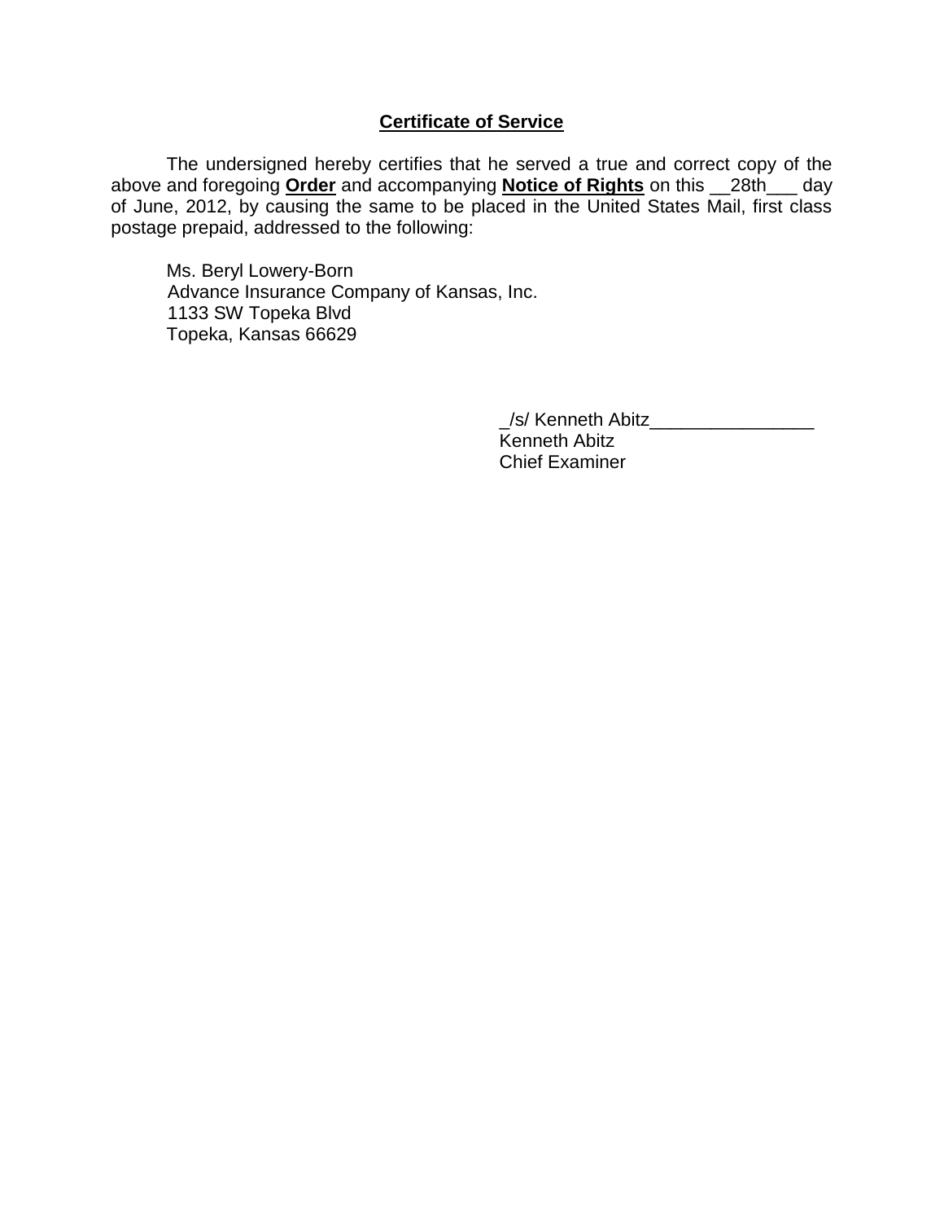## **Certificate of Service**

The undersigned hereby certifies that he served a true and correct copy of the above and foregoing **Order** and accompanying **Notice of Rights** on this __28th___ day of June, 2012, by causing the same to be placed in the United States Mail, first class postage prepaid, addressed to the following:

Ms. Beryl Lowery-Born
Advance Insurance Company of Kansas, Inc.
1133 SW Topeka Blvd
Topeka, Kansas 66629

_/s/ Kenneth Abitz________________
Kenneth Abitz
Chief Examiner